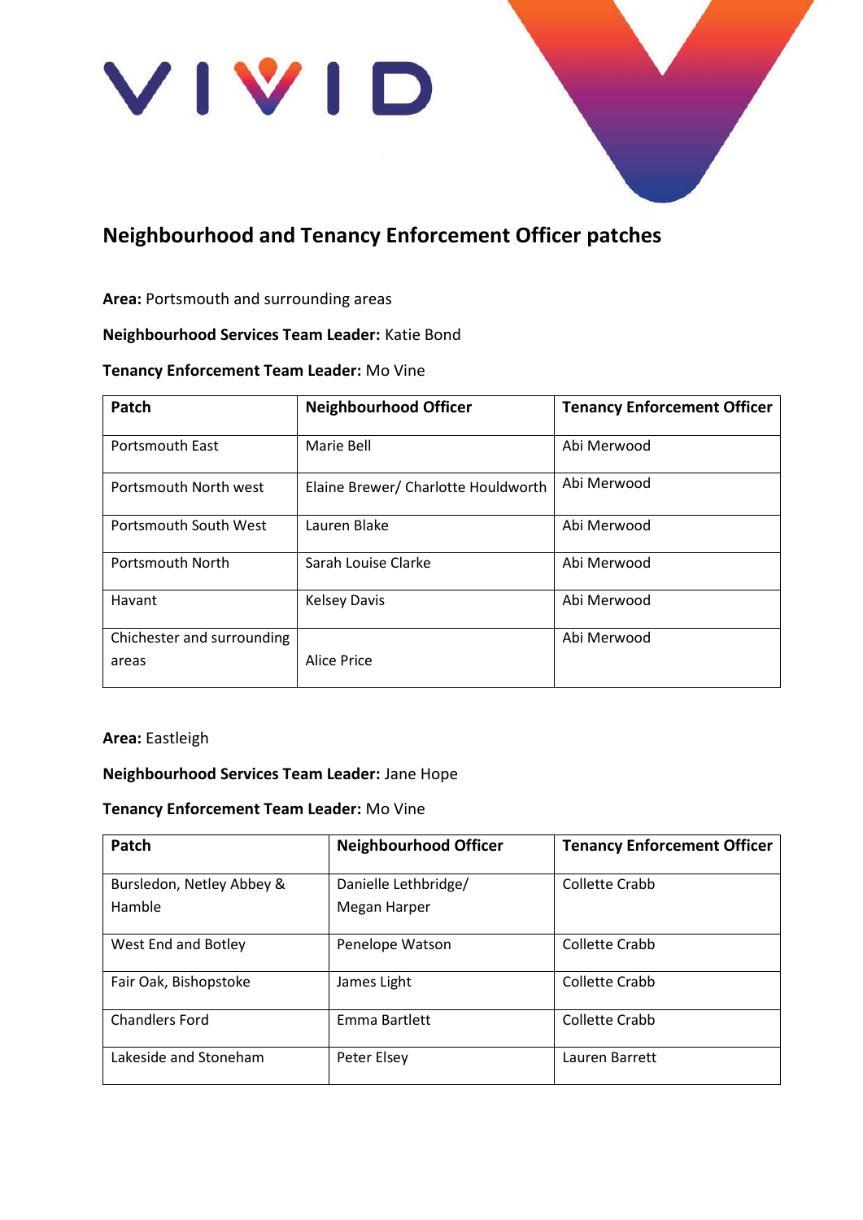# Neighbourhood and Tenancy Enforcement Officer patches

**Area:** Portsmouth and surrounding areas

**Neighbourhood Services Team Leader:** Katie Bond

**Tenancy Enforcement Team Leader:** Mo Vine

| Patch | Neighbourhood Officer | Tenancy Enforcement Officer |
|---|---|---|
| Portsmouth East | Marie Bell | Abi Merwood |
| Portsmouth North west | Elaine Brewer/ Charlotte Houldworth | Abi Merwood |
| Portsmouth South West | Lauren Blake | Abi Merwood |
| Portsmouth North | Sarah Louise Clarke | Abi Merwood |
| Havant | Kelsey Davis | Abi Merwood |
| Chichester and surrounding areas | Alice Price | Abi Merwood |

**Area:** Eastleigh

**Neighbourhood Services Team Leader:** Jane Hope

**Tenancy Enforcement Team Leader:** Mo Vine

| Patch | Neighbourhood Officer | Tenancy Enforcement Officer |
|---|---|---|
| Bursledon, Netley Abbey & Hamble | Danielle Lethbridge/ Megan Harper | Collette Crabb |
| West End and Botley | Penelope Watson | Collette Crabb |
| Fair Oak, Bishopstoke | James Light | Collette Crabb |
| Chandlers Ford | Emma Bartlett | Collette Crabb |
| Lakeside and Stoneham | Peter Elsey | Lauren Barrett |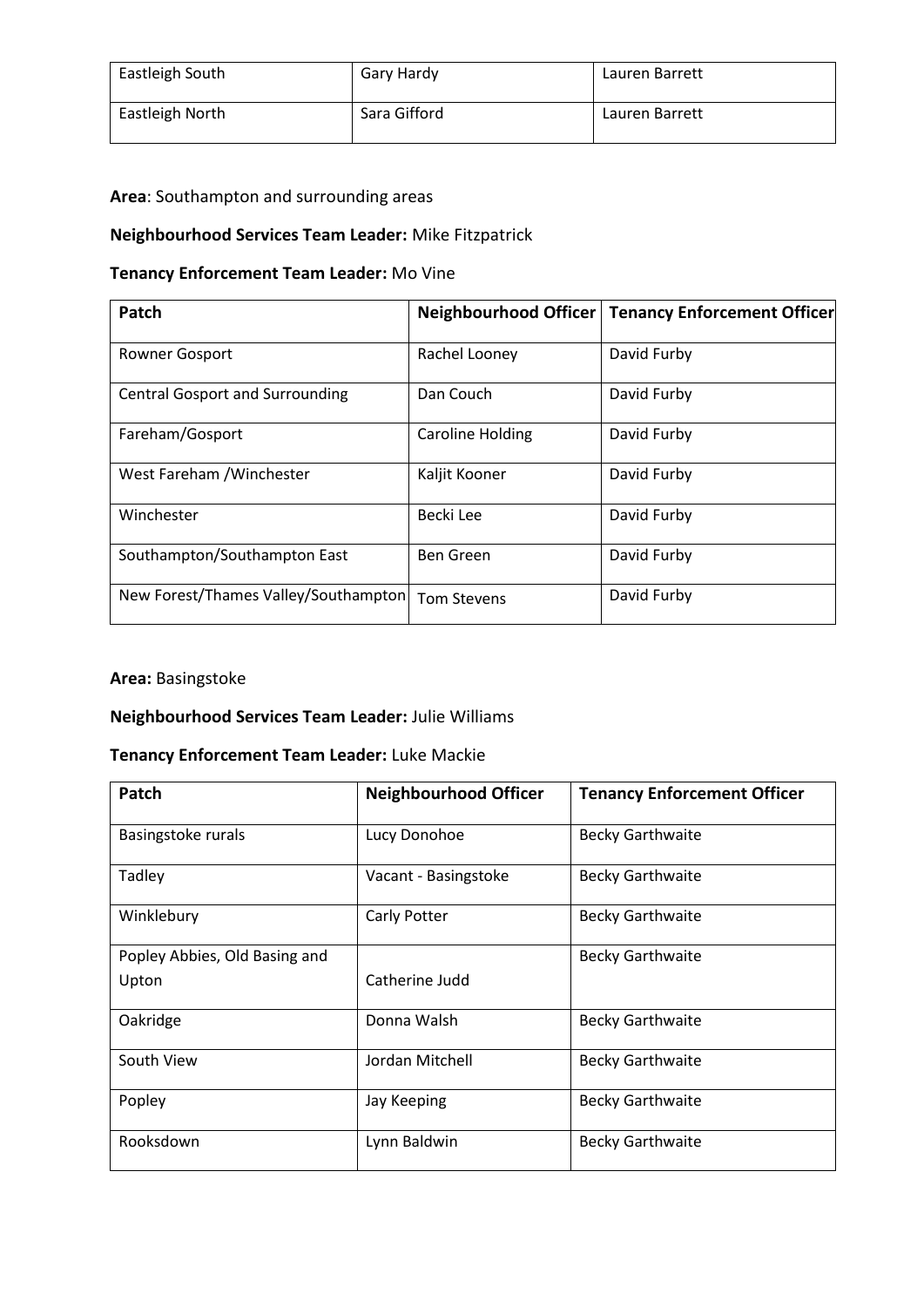| Eastleigh South | Gary Hardy | Lauren Barrett |
|---|---|---|
| Eastleigh North | Sara Gifford | Lauren Barrett |

**Area**: Southampton and surrounding areas

**Neighbourhood Services Team Leader:** Mike Fitzpatrick

**Tenancy Enforcement Team Leader:** Mo Vine

| Patch | Neighbourhood Officer | Tenancy Enforcement Officer |
|---|---|---|
| Rowner Gosport | Rachel Looney | David Furby |
| Central Gosport and Surrounding | Dan Couch | David Furby |
| Fareham/Gosport | Caroline Holding | David Furby |
| West Fareham /Winchester | Kaljit Kooner | David Furby |
| Winchester | Becki Lee | David Furby |
| Southampton/Southampton East | Ben Green | David Furby |
| New Forest/Thames Valley/Southampton | Tom Stevens | David Furby |

**Area:** Basingstoke

**Neighbourhood Services Team Leader:** Julie Williams

**Tenancy Enforcement Team Leader:** Luke Mackie

| Patch | Neighbourhood Officer | Tenancy Enforcement Officer |
|---|---|---|
| Basingstoke rurals | Lucy Donohoe | Becky Garthwaite |
| Tadley | Vacant - Basingstoke | Becky Garthwaite |
| Winklebury | Carly Potter | Becky Garthwaite |
| Popley Abbies, Old Basing and Upton | Catherine Judd | Becky Garthwaite |
| Oakridge | Donna Walsh | Becky Garthwaite |
| South View | Jordan Mitchell | Becky Garthwaite |
| Popley | Jay Keeping | Becky Garthwaite |
| Rooksdown | Lynn Baldwin | Becky Garthwaite |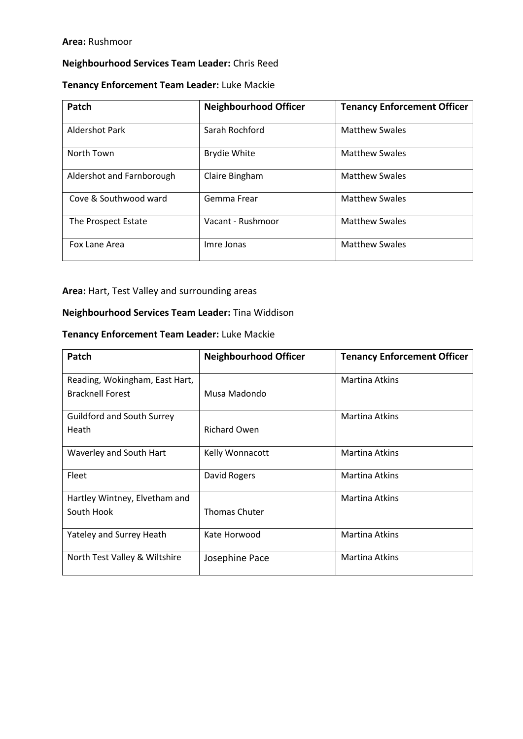**Area:** Rushmoor

**Neighbourhood Services Team Leader:** Chris Reed

**Tenancy Enforcement Team Leader:** Luke Mackie

| Patch | Neighbourhood Officer | Tenancy Enforcement Officer |
|---|---|---|
| Aldershot Park | Sarah Rochford | Matthew Swales |
| North Town | Brydie White | Matthew Swales |
| Aldershot and Farnborough | Claire Bingham | Matthew Swales |
| Cove & Southwood ward | Gemma Frear | Matthew Swales |
| The Prospect Estate | Vacant - Rushmoor | Matthew Swales |
| Fox Lane Area | Imre Jonas | Matthew Swales |

**Area:** Hart, Test Valley and surrounding areas

**Neighbourhood Services Team Leader:** Tina Widdison

**Tenancy Enforcement Team Leader:** Luke Mackie

| Patch | Neighbourhood Officer | Tenancy Enforcement Officer |
|---|---|---|
| Reading, Wokingham, East Hart, Bracknell Forest | Musa Madondo | Martina Atkins |
| Guildford and South Surrey Heath | Richard Owen | Martina Atkins |
| Waverley and South Hart | Kelly Wonnacott | Martina Atkins |
| Fleet | David Rogers | Martina Atkins |
| Hartley Wintney, Elvetham and South Hook | Thomas Chuter | Martina Atkins |
| Yateley and Surrey Heath | Kate Horwood | Martina Atkins |
| North Test Valley & Wiltshire | Josephine Pace | Martina Atkins |